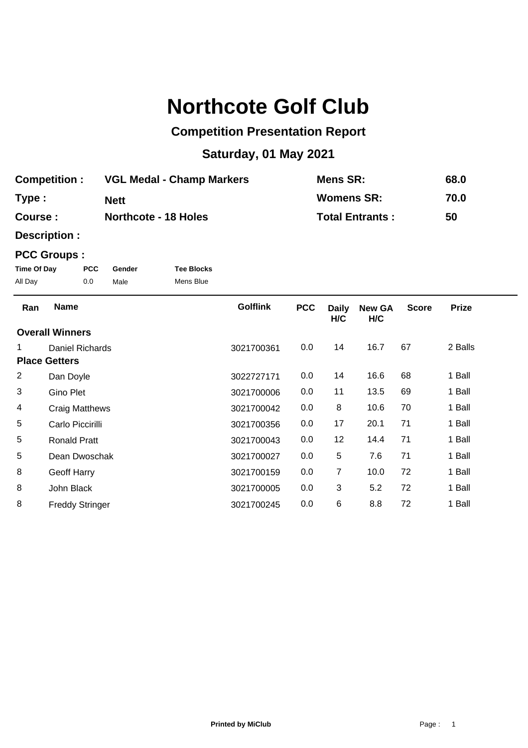# Northcote Golf Club

## Competition Presentation Report

## Saturday, 01 May 2021

| | | | |
|---|---|---|---|
| **Competition :** | **VGL Medal - Champ Markers** | **Mens SR:** | **68.0** |
| **Type :** | **Nett** | **Womens SR:** | **70.0** |
| **Course :** | **Northcote - 18 Holes** | **Total Entrants :** | **50** |
| **Description :** | | | |

**PCC Groups :**

| Time Of Day | PCC | Gender | Tee Blocks |
|---|---|---|---|
| All Day | 0.0 | Male | Mens Blue |

| Ran | Name | Golflink | PCC | Daily H/C | New GA H/C | Score | Prize |
|---|---|---|---|---|---|---|---|
| **Overall Winners** | | | | | | | |
| 1 | Daniel Richards | 3021700361 | 0.0 | 14 | 16.7 | 67 | 2 Balls |
| **Place Getters** | | | | | | | |
| 2 | Dan Doyle | 3022727171 | 0.0 | 14 | 16.6 | 68 | 1 Ball |
| 3 | Gino Plet | 3021700006 | 0.0 | 11 | 13.5 | 69 | 1 Ball |
| 4 | Craig Matthews | 3021700042 | 0.0 | 8 | 10.6 | 70 | 1 Ball |
| 5 | Carlo Piccirilli | 3021700356 | 0.0 | 17 | 20.1 | 71 | 1 Ball |
| 5 | Ronald Pratt | 3021700043 | 0.0 | 12 | 14.4 | 71 | 1 Ball |
| 5 | Dean Dwoschak | 3021700027 | 0.0 | 5 | 7.6 | 71 | 1 Ball |
| 8 | Geoff Harry | 3021700159 | 0.0 | 7 | 10.0 | 72 | 1 Ball |
| 8 | John Black | 3021700005 | 0.0 | 3 | 5.2 | 72 | 1 Ball |
| 8 | Freddy Stringer | 3021700245 | 0.0 | 6 | 8.8 | 72 | 1 Ball |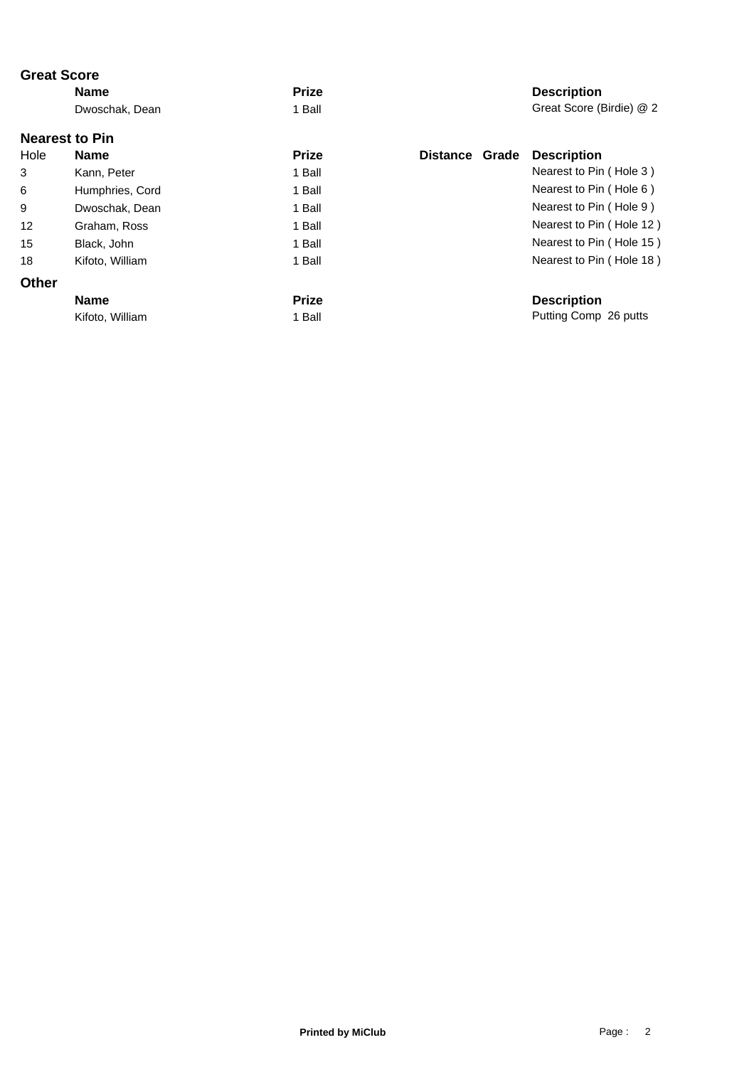## Great Score

| Name | Prize | Description |
| --- | --- | --- |
| Dwoschak, Dean | 1 Ball | Great Score (Birdie) @ 2 |

## Nearest to Pin

| Hole | Name | Prize | Distance | Grade | Description |
| --- | --- | --- | --- | --- | --- |
| 3 | Kann, Peter | 1 Ball | | | Nearest to Pin ( Hole 3 ) |
| 6 | Humphries, Cord | 1 Ball | | | Nearest to Pin ( Hole 6 ) |
| 9 | Dwoschak, Dean | 1 Ball | | | Nearest to Pin ( Hole 9 ) |
| 12 | Graham, Ross | 1 Ball | | | Nearest to Pin ( Hole 12 ) |
| 15 | Black, John | 1 Ball | | | Nearest to Pin ( Hole 15 ) |
| 18 | Kifoto, William | 1 Ball | | | Nearest to Pin ( Hole 18 ) |

## Other

| Name | Prize | Description |
| --- | --- | --- |
| Kifoto, William | 1 Ball | Putting Comp 26 putts |

**Printed by MiClub**